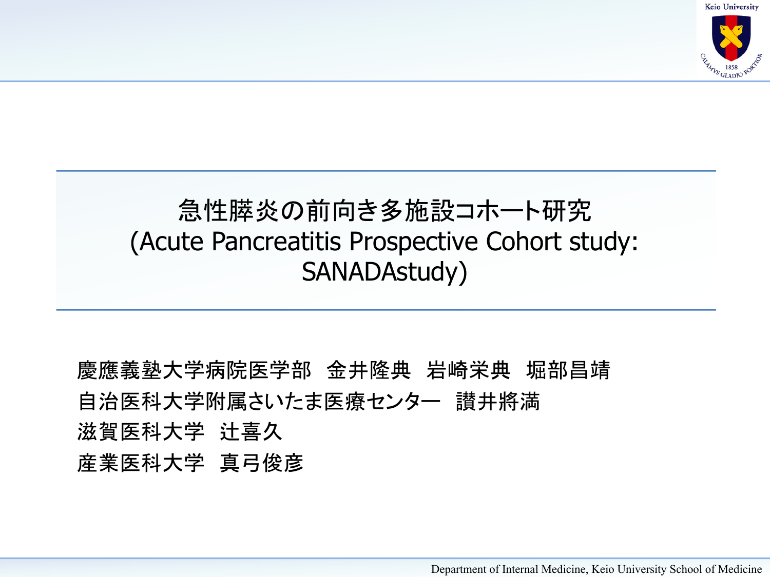# 急性膵炎の前向き多施設コホート研究 (Acute Pancreatitis Prospective Cohort study: SANADAstudy)

慶應義塾大学病院医学部　金井隆典　岩崎栄典　堀部昌靖

自治医科大学附属さいたま医療センター　讃井將満

滋賀医科大学　辻喜久

産業医科大学　真弓俊彦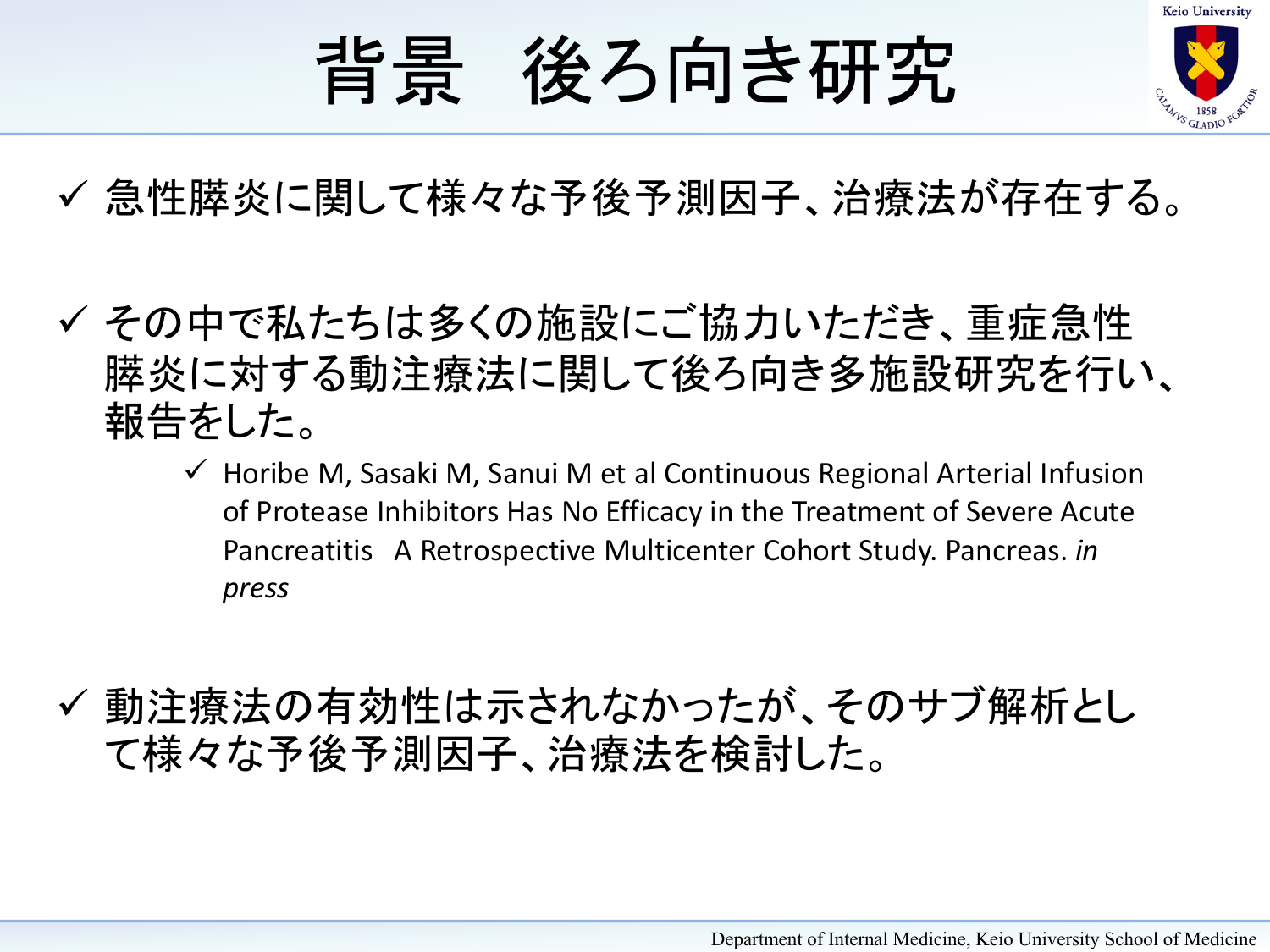# 背景　後ろ向き研究

- ✓ 急性膵炎に関して様々な予後予測因子、治療法が存在する。
- ✓ その中で私たちは多くの施設にご協力いただき、重症急性膵炎に対する動注療法に関して後ろ向き多施設研究を行い、報告をした。
  - ✓ Horibe M, Sasaki M, Sanui M et al Continuous Regional Arterial Infusion of Protease Inhibitors Has No Efficacy in the Treatment of Severe Acute Pancreatitis　A Retrospective Multicenter Cohort Study. Pancreas. *in press*
- ✓ 動注療法の有効性は示されなかったが、そのサブ解析として様々な予後予測因子、治療法を検討した。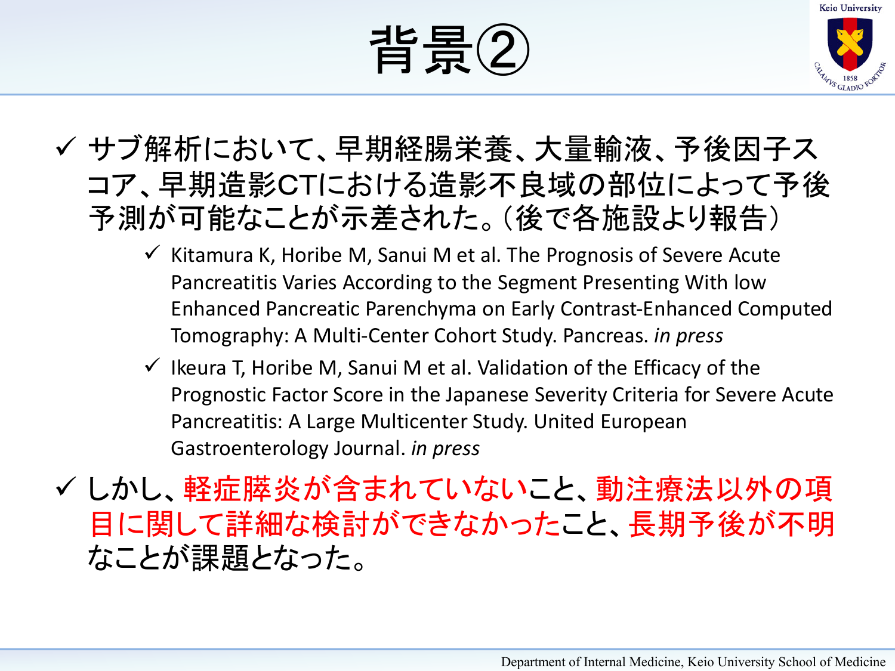# 背景②

- ✓ サブ解析において、早期経腸栄養、大量輸液、予後因子スコア、早期造影CTにおける造影不良域の部位によって予後予測が可能なことが示差された。（後で各施設より報告）
  - ✓ Kitamura K, Horibe M, Sanui M et al. The Prognosis of Severe Acute Pancreatitis Varies According to the Segment Presenting With low Enhanced Pancreatic Parenchyma on Early Contrast-Enhanced Computed Tomography: A Multi-Center Cohort Study. Pancreas. *in press*
  - ✓ Ikeura T, Horibe M, Sanui M et al. Validation of the Efficacy of the Prognostic Factor Score in the Japanese Severity Criteria for Severe Acute Pancreatitis: A Large Multicenter Study. United European Gastroenterology Journal. *in press*
- ✓ しかし、軽症膵炎が含まれていないこと、動注療法以外の項目に関して詳細な検討ができなかったこと、長期予後が不明なことが課題となった。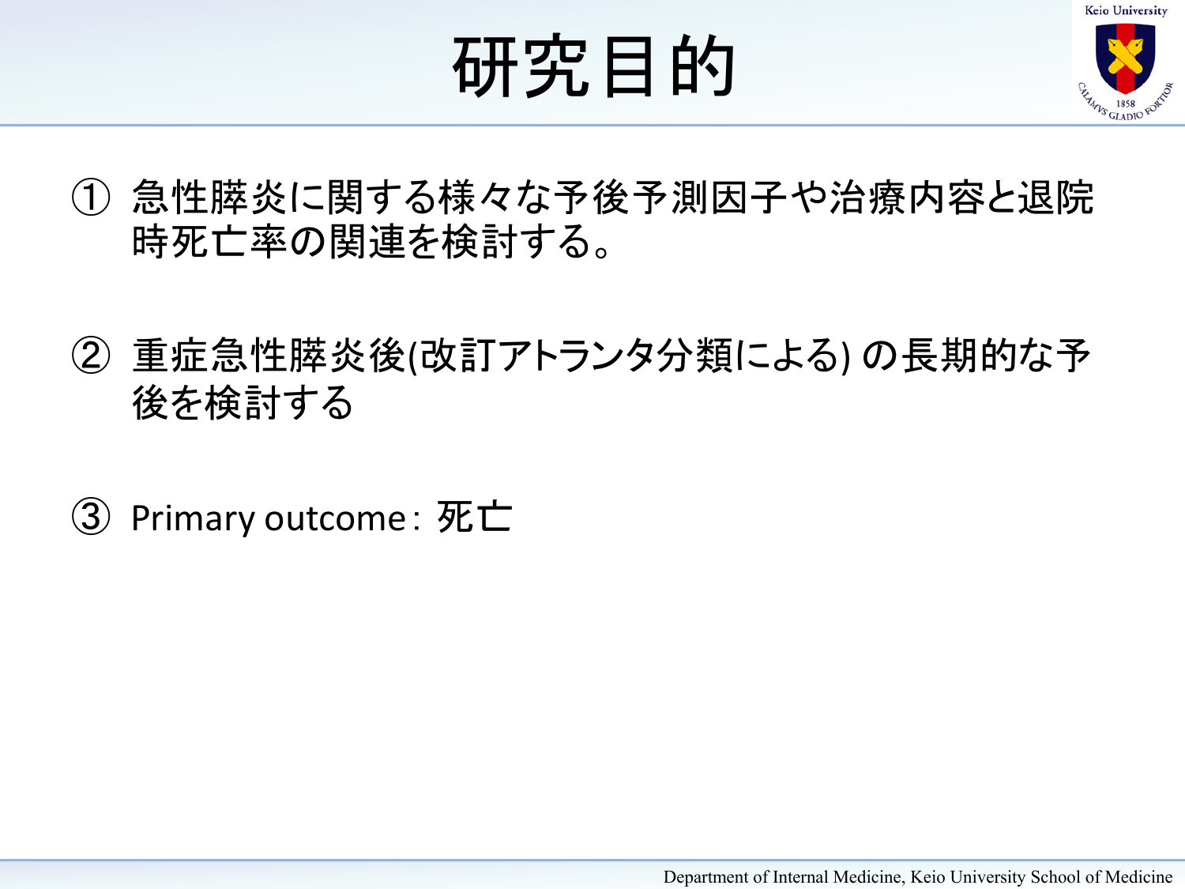# 研究目的

① 急性膵炎に関する様々な予後予測因子や治療内容と退院時死亡率の関連を検討する。

② 重症急性膵炎後(改訂アトランタ分類による) の長期的な予後を検討する

③ Primary outcome： 死亡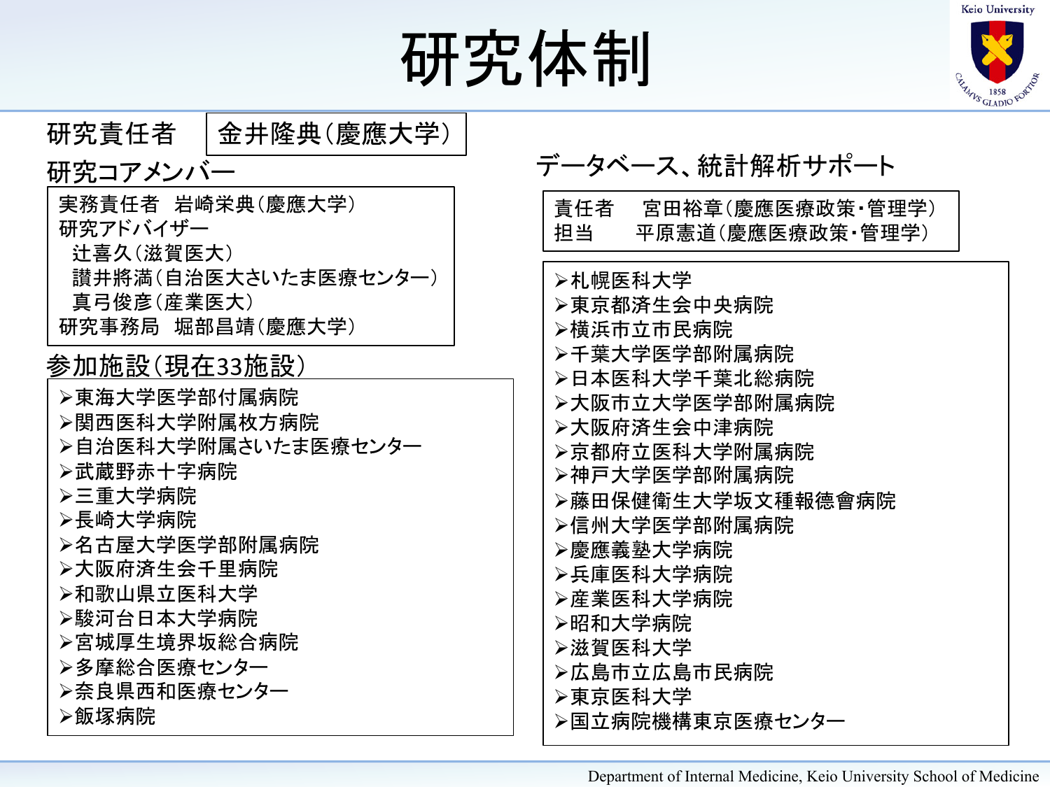# 研究体制

**研究責任者** 金井隆典（慶應大学）

## 研究コアメンバー

実務責任者　岩崎栄典（慶應大学）
研究アドバイザー
　辻喜久（滋賀医大）
　讃井將満（自治医大さいたま医療センター）
　真弓俊彦（産業医大）
研究事務局　堀部昌靖（慶應大学）

## 参加施設（現在33施設）

- 東海大学医学部付属病院
- 関西医科大学附属枚方病院
- 自治医科大学附属さいたま医療センター
- 武蔵野赤十字病院
- 三重大学病院
- 長崎大学病院
- 名古屋大学医学部附属病院
- 大阪府済生会千里病院
- 和歌山県立医科大学
- 駿河台日本大学病院
- 宮城厚生境界坂総合病院
- 多摩総合医療センター
- 奈良県西和医療センター
- 飯塚病院
- 札幌医科大学
- 東京都済生会中央病院
- 横浜市立市民病院
- 千葉大学医学部附属病院
- 日本医科大学千葉北総病院
- 大阪市立大学医学部附属病院
- 大阪府済生会中津病院
- 京都府立医科大学附属病院
- 神戸大学医学部附属病院
- 藤田保健衛生大学坂文種報德會病院
- 信州大学医学部附属病院
- 慶應義塾大学病院
- 兵庫医科大学病院
- 産業医科大学病院
- 昭和大学病院
- 滋賀医科大学
- 広島市立広島市民病院
- 東京医科大学
- 国立病院機構東京医療センター

## データベース、統計解析サポート

責任者　宮田裕章（慶應医療政策・管理学）
担当　平原憲道（慶應医療政策・管理学）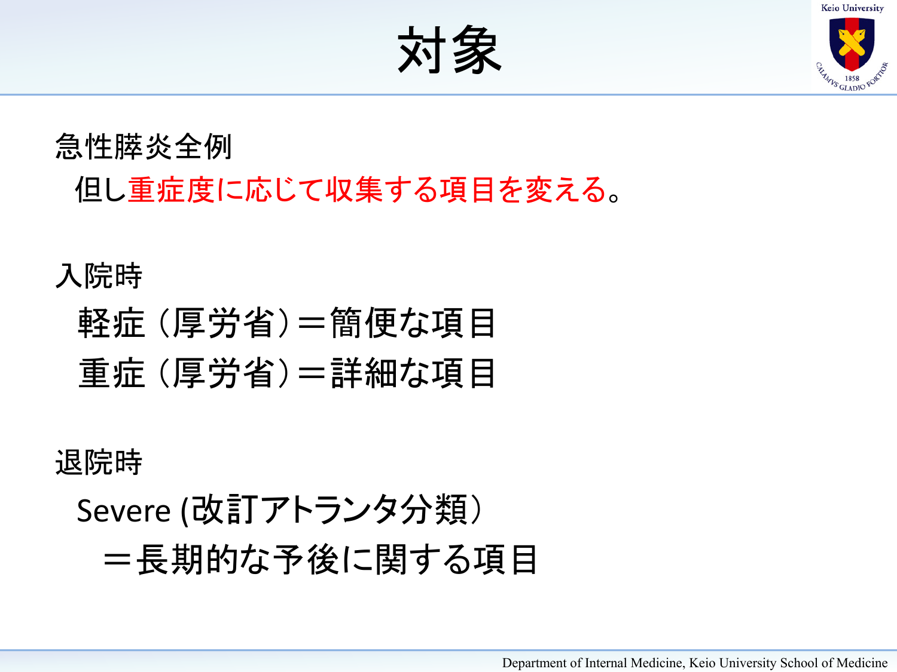# 対象

急性膵炎全例

　但し**重症度に応じて収集する項目を変える。**

入院時

　軽症（厚労省）＝簡便な項目

　重症（厚労省）＝詳細な項目

退院時

　Severe (改訂アトランタ分類）

　　＝長期的な予後に関する項目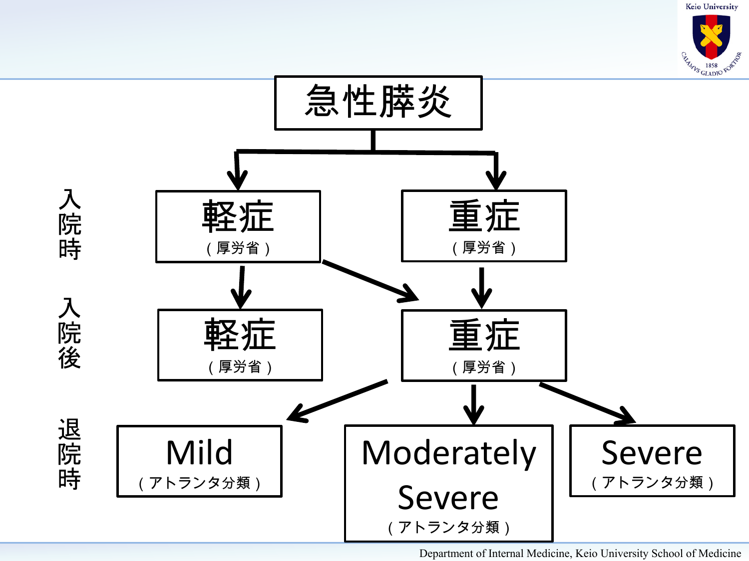# 急性膵炎

**入院時**

- 軽症（厚労省）
- 重症（厚労省）

**入院後**

- 軽症（厚労省）
- 重症（厚労省）

**退院時**

- Mild（アトランタ分類）
- Moderately Severe（アトランタ分類）
- Severe（アトランタ分類）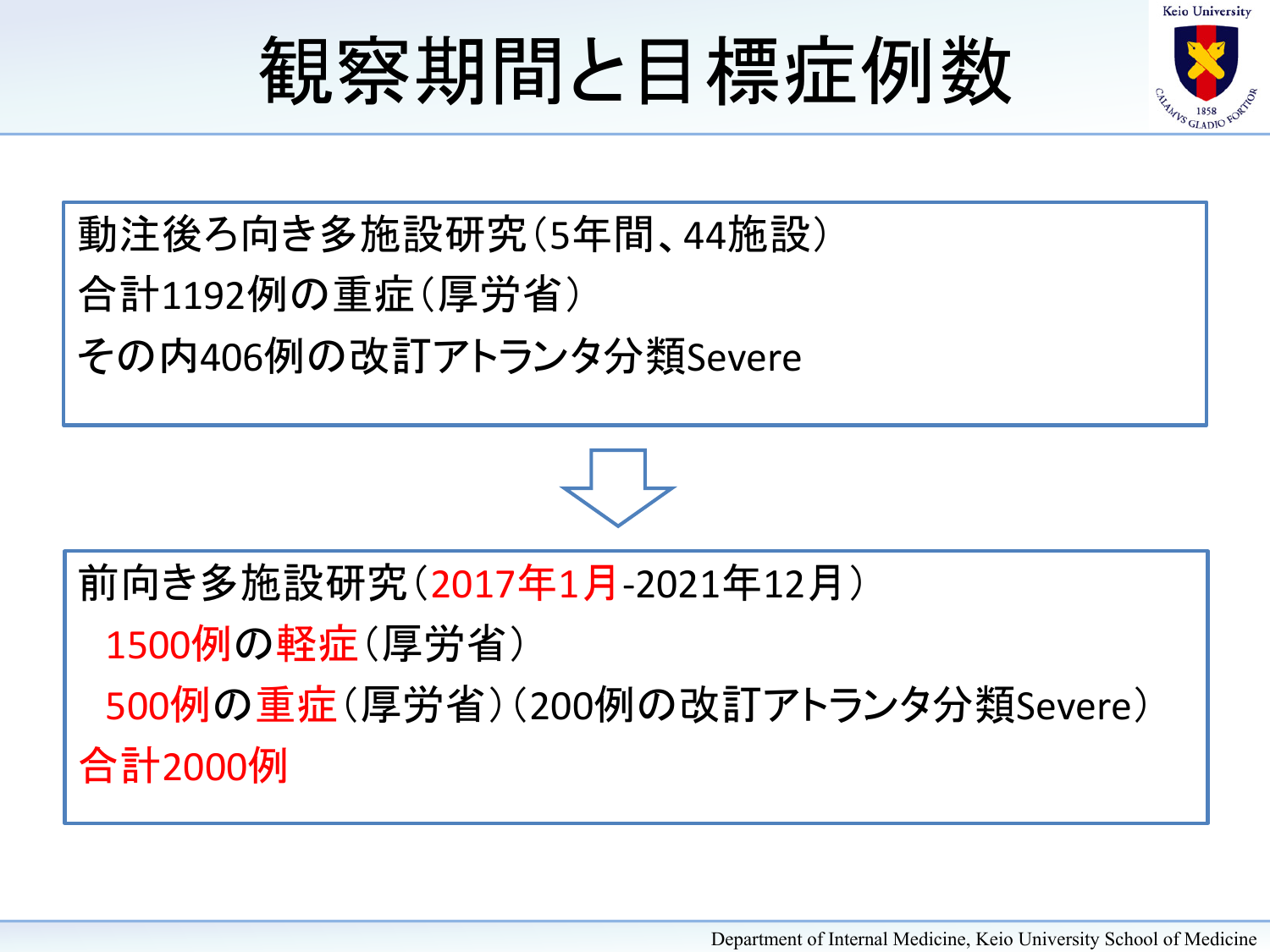# 観察期間と目標症例数

動注後ろ向き多施設研究（5年間、44施設）
合計1192例の重症（厚労省）
その内406例の改訂アトランタ分類Severe

⇩

前向き多施設研究（2017年1月-2021年12月）
　1500例の軽症（厚労省）
　500例の重症（厚労省）（200例の改訂アトランタ分類Severe）
合計2000例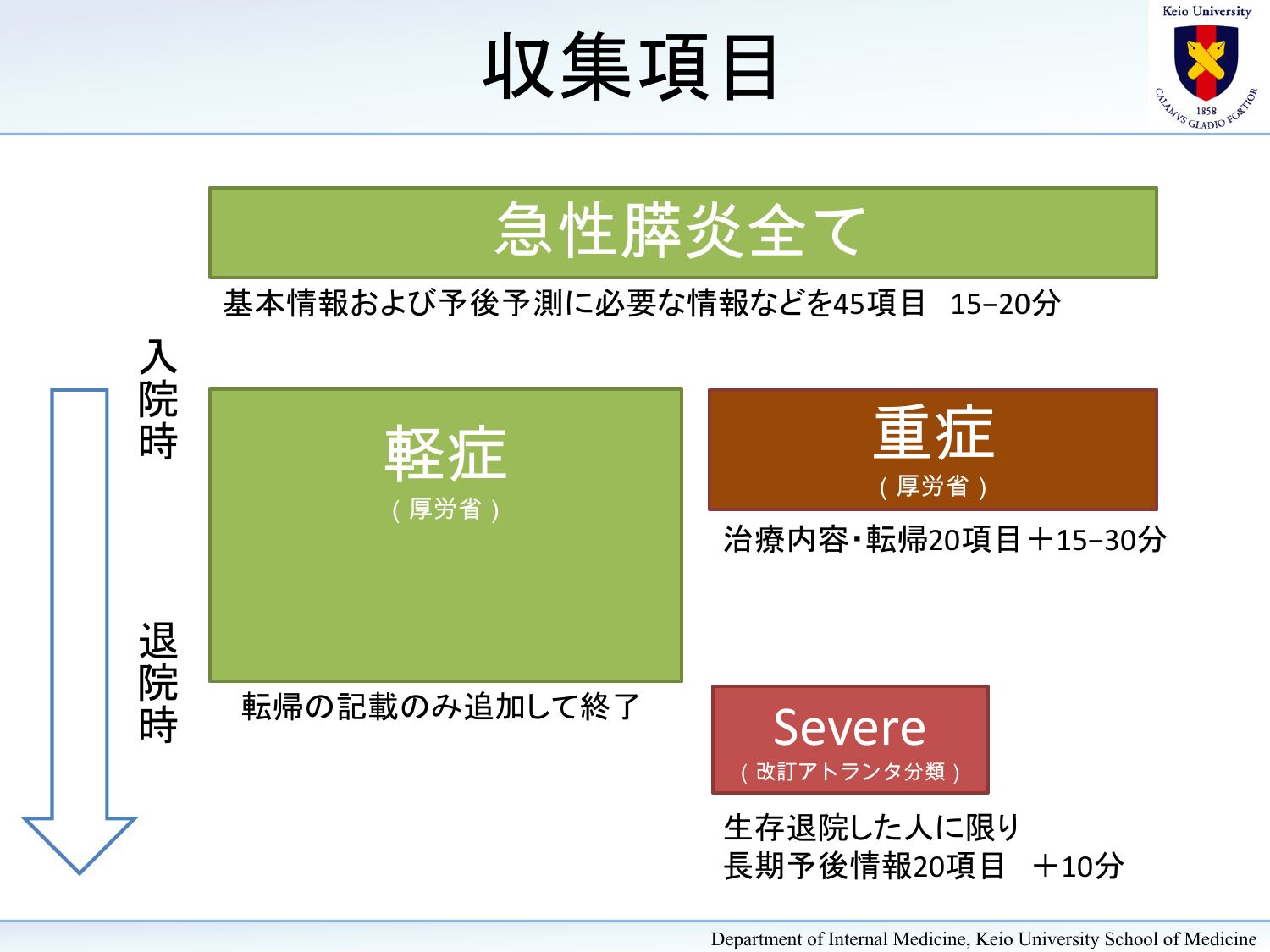# 収集項目

**急性膵炎全て**

基本情報および予後予測に必要な情報などを45項目　15–20分

入院時

**軽症**（厚労省）

転帰の記載のみ追加して終了

**重症**（厚労省）

治療内容・転帰20項目＋15–30分

**Severe**（改訂アトランタ分類）

生存退院した人に限り
長期予後情報20項目　＋10分

退院時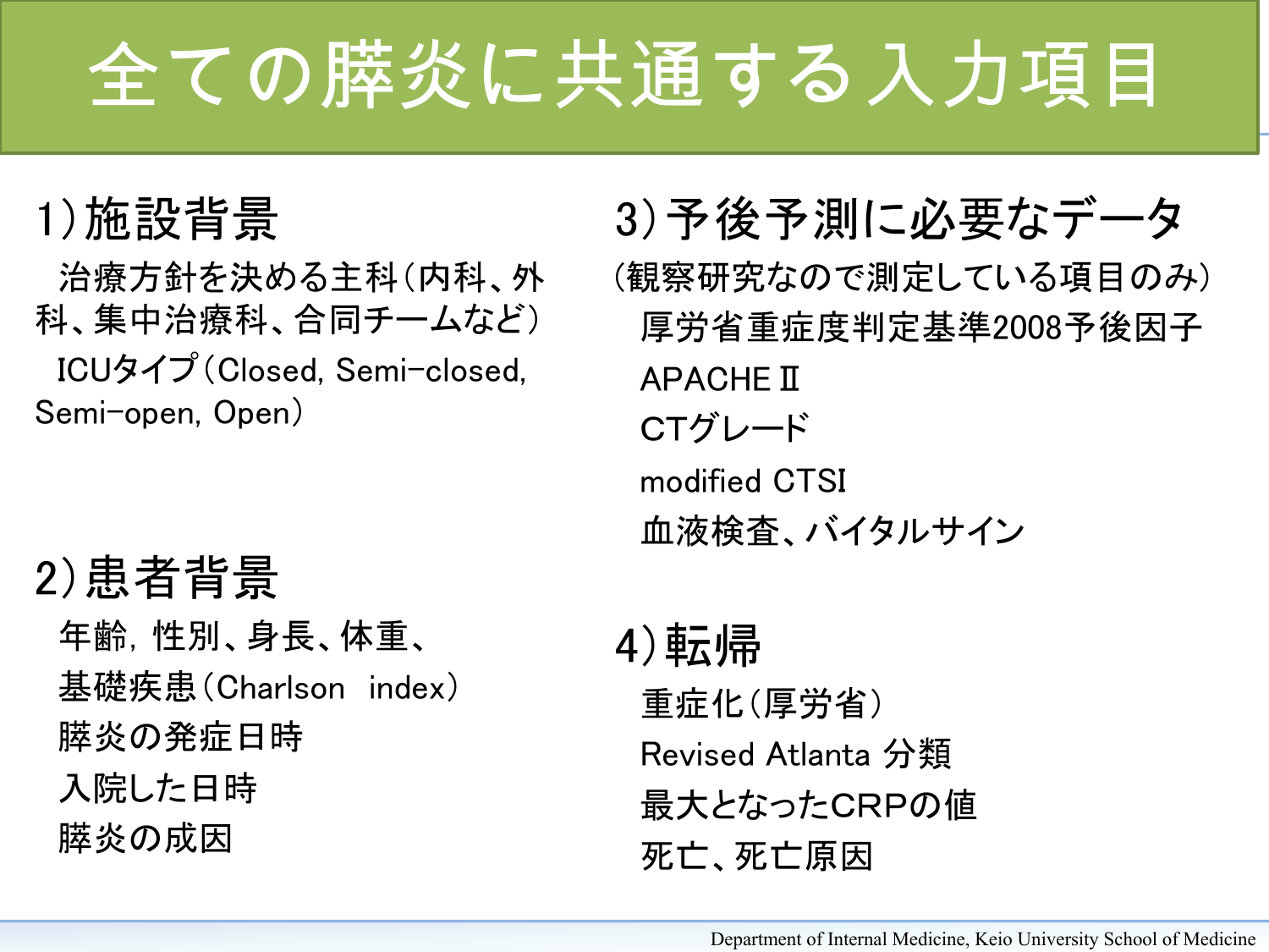# 全ての膵炎に共通する入力項目

## 1)施設背景

治療方針を決める主科(内科、外科、集中治療科、合同チームなど)

ICUタイプ(Closed, Semi-closed, Semi-open, Open)

## 2)患者背景

年齢, 性別、身長、体重、

基礎疾患(Charlson　index)

膵炎の発症日時

入院した日時

膵炎の成因

## 3)予後予測に必要なデータ

(観察研究なので測定している項目のみ)

厚労省重症度判定基準2008予後因子

APACHE Ⅱ

CTグレード

modified CTSI

血液検査、バイタルサイン

## 4)転帰

重症化(厚労省)

Revised Atlanta 分類

最大となったCRPの値

死亡、死亡原因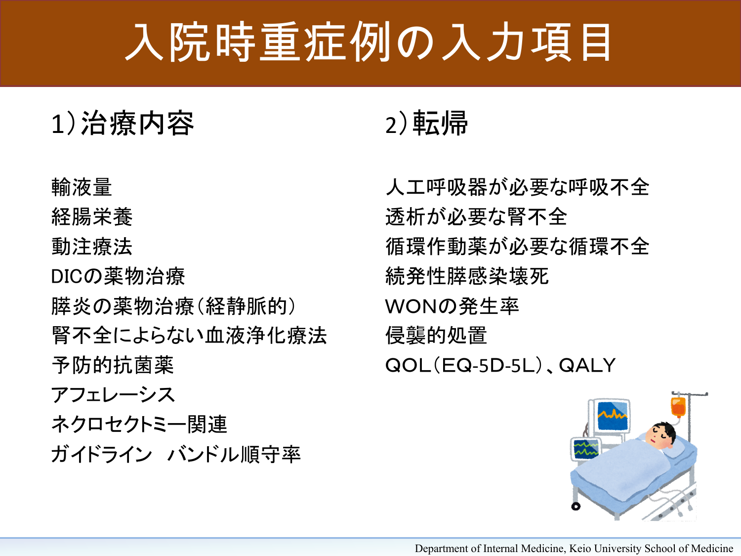# 入院時重症例の入力項目

## 1）治療内容

輸液量
経腸栄養
動注療法
DICの薬物治療
膵炎の薬物治療（経静脈的）
腎不全によらない血液浄化療法
予防的抗菌薬
アフェレーシス
ネクロセクトミー関連
ガイドライン　バンドル順守率

## 2）転帰

人工呼吸器が必要な呼吸不全
透析が必要な腎不全
循環作動薬が必要な循環不全
続発性膵感染壊死
WONの発生率
侵襲的処置
QOL（EQ-5D-5L）、QALY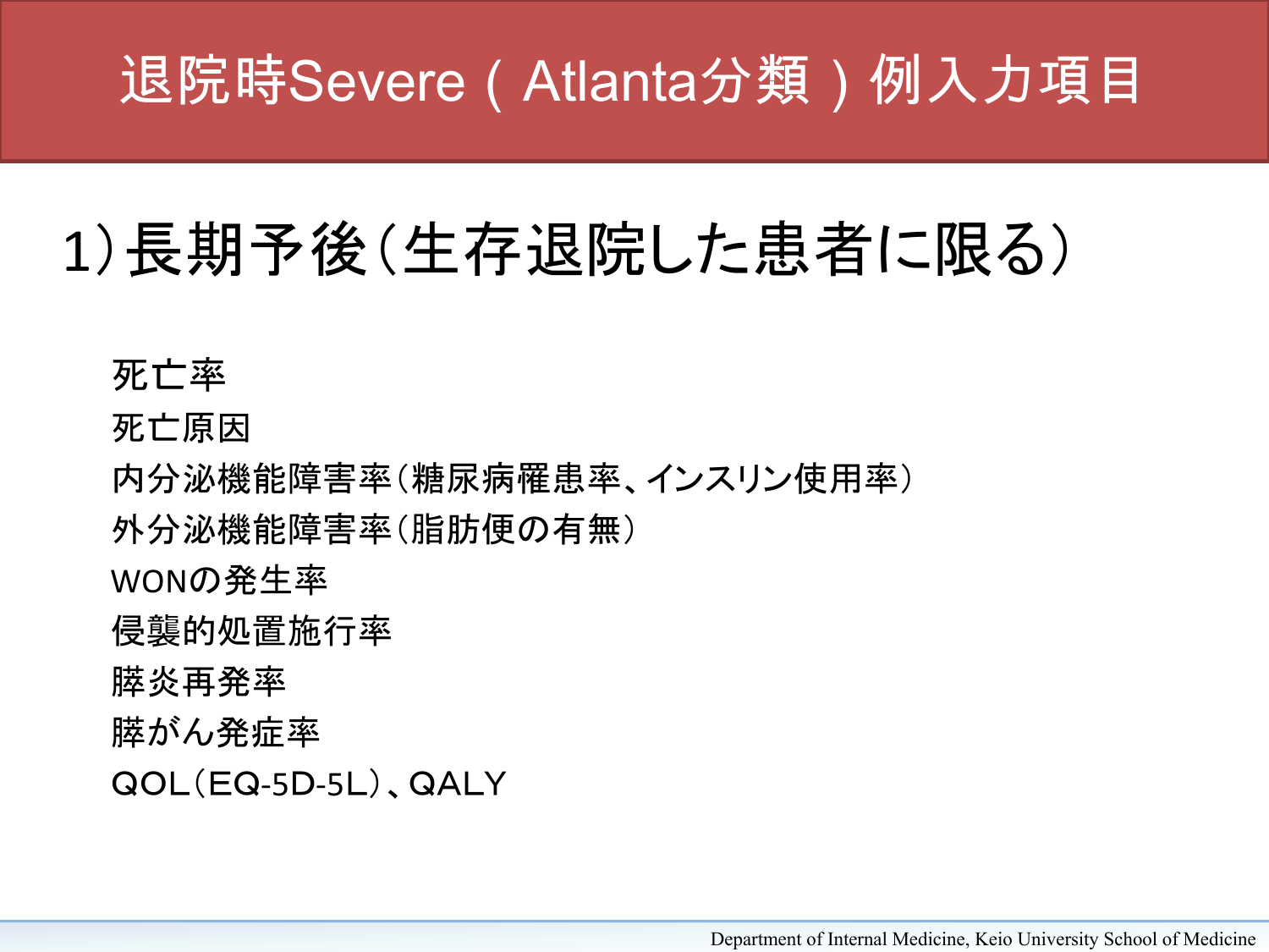# 退院時Severe（Atlanta分類）例入力項目

## 1）長期予後（生存退院した患者に限る）

- 死亡率
- 死亡原因
- 内分泌機能障害率（糖尿病罹患率、インスリン使用率）
- 外分泌機能障害率（脂肪便の有無）
- WONの発生率
- 侵襲的処置施行率
- 膵炎再発率
- 膵がん発症率
- QOL（EQ-5D-5L）、QALY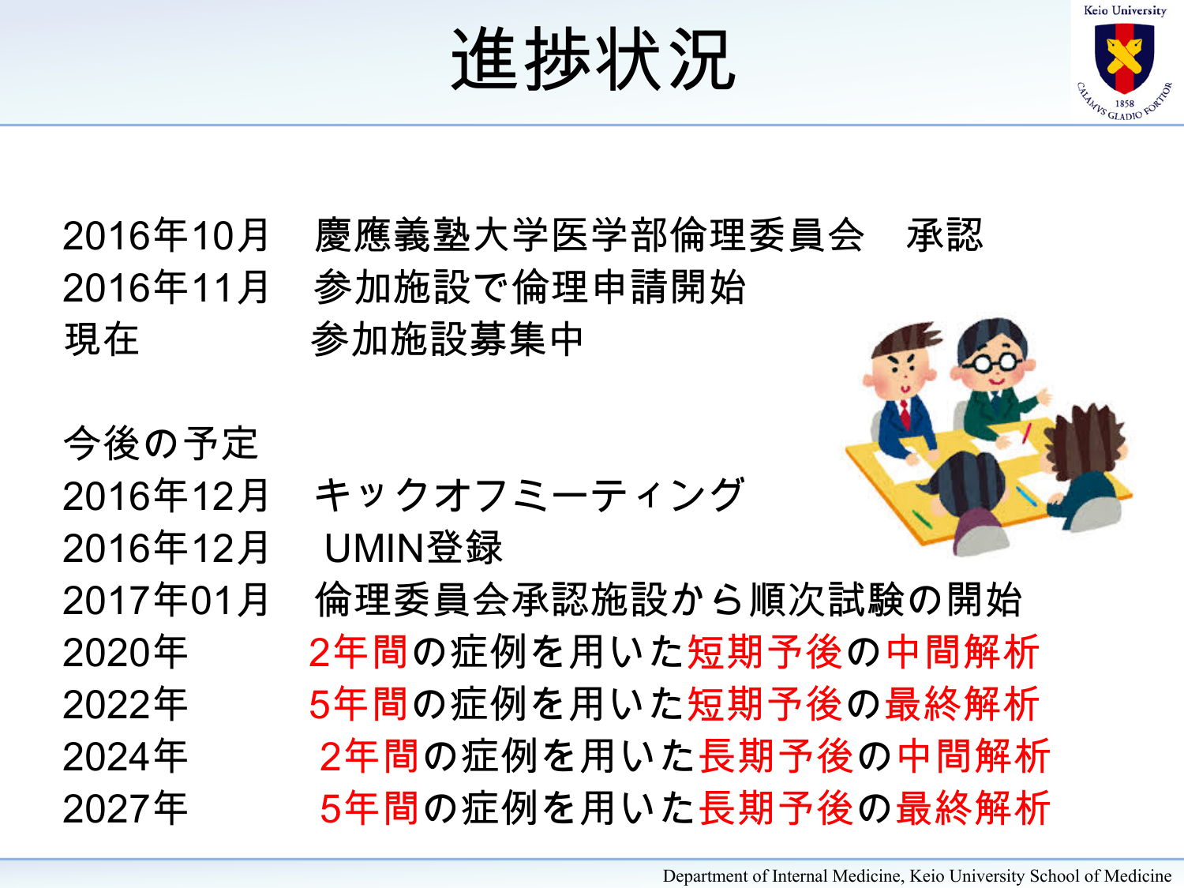# 進捗状況

2016年10月　慶應義塾大学医学部倫理委員会　承認
2016年11月　参加施設で倫理申請開始
現在　　　　参加施設募集中

今後の予定
2016年12月　キックオフミーティング
2016年12月　UMIN登録
2017年01月　倫理委員会承認施設から順次試験の開始
2020年　　　2年間の症例を用いた短期予後の中間解析
2022年　　　5年間の症例を用いた短期予後の最終解析
2024年　　　2年間の症例を用いた長期予後の中間解析
2027年　　　5年間の症例を用いた長期予後の最終解析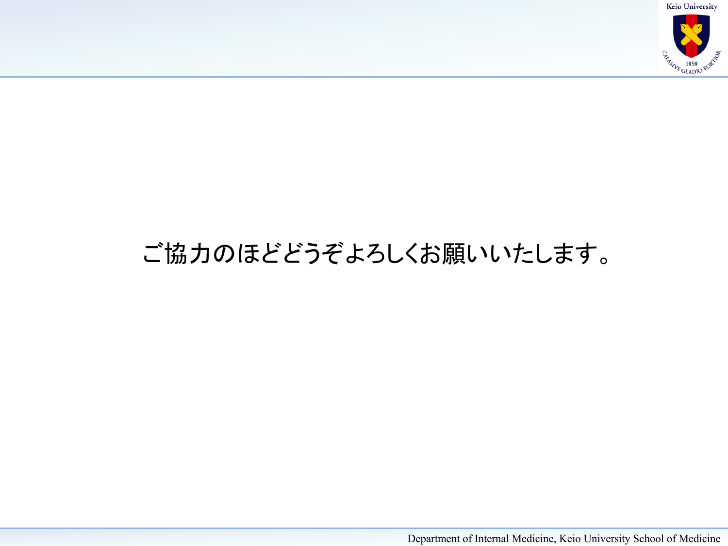ご協力のほどどうぞよろしくお願いいたします。